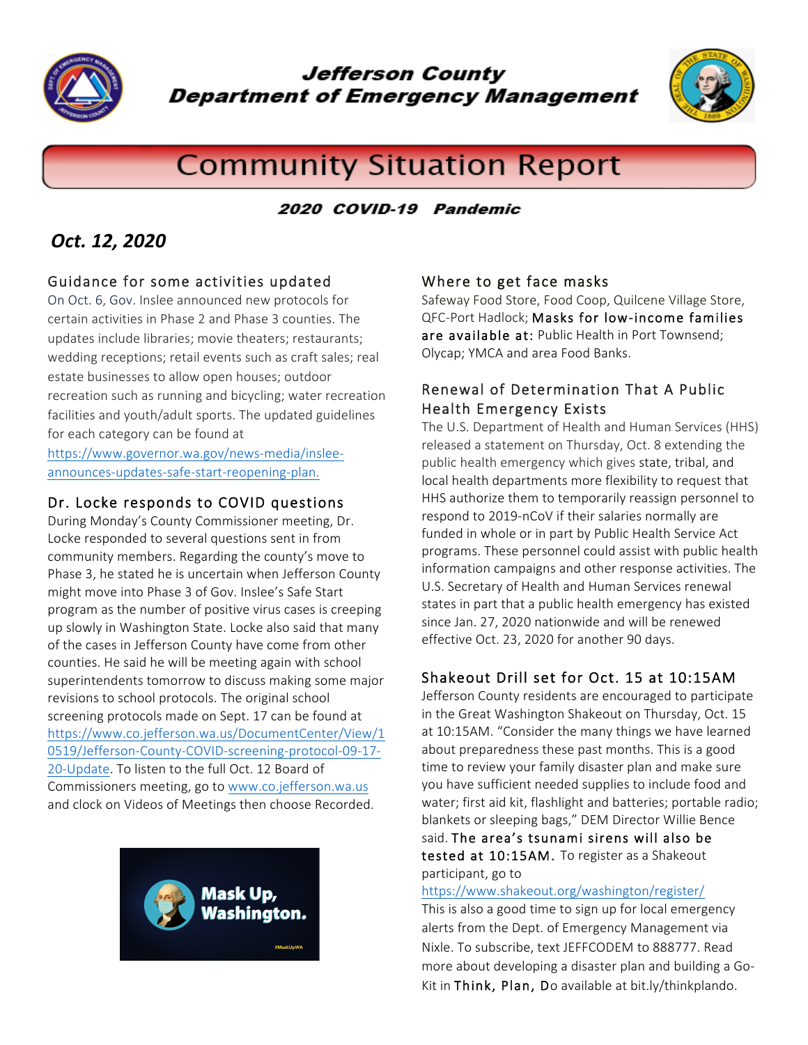# Jefferson County Department of Emergency Management

## Community Situation Report

**2020 COVID-19 Pandemic**

***Oct. 12, 2020***

### Guidance for some activities updated

On Oct. 6, Gov. Inslee announced new protocols for certain activities in Phase 2 and Phase 3 counties. The updates include libraries; movie theaters; restaurants; wedding receptions; retail events such as craft sales; real estate businesses to allow open houses; outdoor recreation such as running and bicycling; water recreation facilities and youth/adult sports. The updated guidelines for each category can be found at https://www.governor.wa.gov/news-media/inslee-announces-updates-safe-start-reopening-plan.

### Dr. Locke responds to COVID questions

During Monday's County Commissioner meeting, Dr. Locke responded to several questions sent in from community members. Regarding the county's move to Phase 3, he stated he is uncertain when Jefferson County might move into Phase 3 of Gov. Inslee's Safe Start program as the number of positive virus cases is creeping up slowly in Washington State. Locke also said that many of the cases in Jefferson County have come from other counties. He said he will be meeting again with school superintendents tomorrow to discuss making some major revisions to school protocols. The original school screening protocols made on Sept. 17 can be found at https://www.co.jefferson.wa.us/DocumentCenter/View/10519/Jefferson-County-COVID-screening-protocol-09-17-20-Update. To listen to the full Oct. 12 Board of Commissioners meeting, go to www.co.jefferson.wa.us and clock on Videos of Meetings then choose Recorded.

Mask Up, Washington.

#MaskUpWA

### Where to get face masks

Safeway Food Store, Food Coop, Quilcene Village Store, QFC-Port Hadlock; Masks for low-income families are available at: Public Health in Port Townsend; Olycap; YMCA and area Food Banks.

### Renewal of Determination That A Public Health Emergency Exists

The U.S. Department of Health and Human Services (HHS) released a statement on Thursday, Oct. 8 extending the public health emergency which gives state, tribal, and local health departments more flexibility to request that HHS authorize them to temporarily reassign personnel to respond to 2019-nCoV if their salaries normally are funded in whole or in part by Public Health Service Act programs. These personnel could assist with public health information campaigns and other response activities. The U.S. Secretary of Health and Human Services renewal states in part that a public health emergency has existed since Jan. 27, 2020 nationwide and will be renewed effective Oct. 23, 2020 for another 90 days.

### Shakeout Drill set for Oct. 15 at 10:15AM

Jefferson County residents are encouraged to participate in the Great Washington Shakeout on Thursday, Oct. 15 at 10:15AM. "Consider the many things we have learned about preparedness these past months. This is a good time to review your family disaster plan and make sure you have sufficient needed supplies to include food and water; first aid kit, flashlight and batteries; portable radio; blankets or sleeping bags," DEM Director Willie Bence said. The area's tsunami sirens will also be tested at 10:15AM. To register as a Shakeout participant, go to https://www.shakeout.org/washington/register/

This is also a good time to sign up for local emergency alerts from the Dept. of Emergency Management via Nixle. To subscribe, text JEFFCODEM to 888777. Read more about developing a disaster plan and building a Go-Kit in Think, Plan, Do available at bit.ly/thinkplando.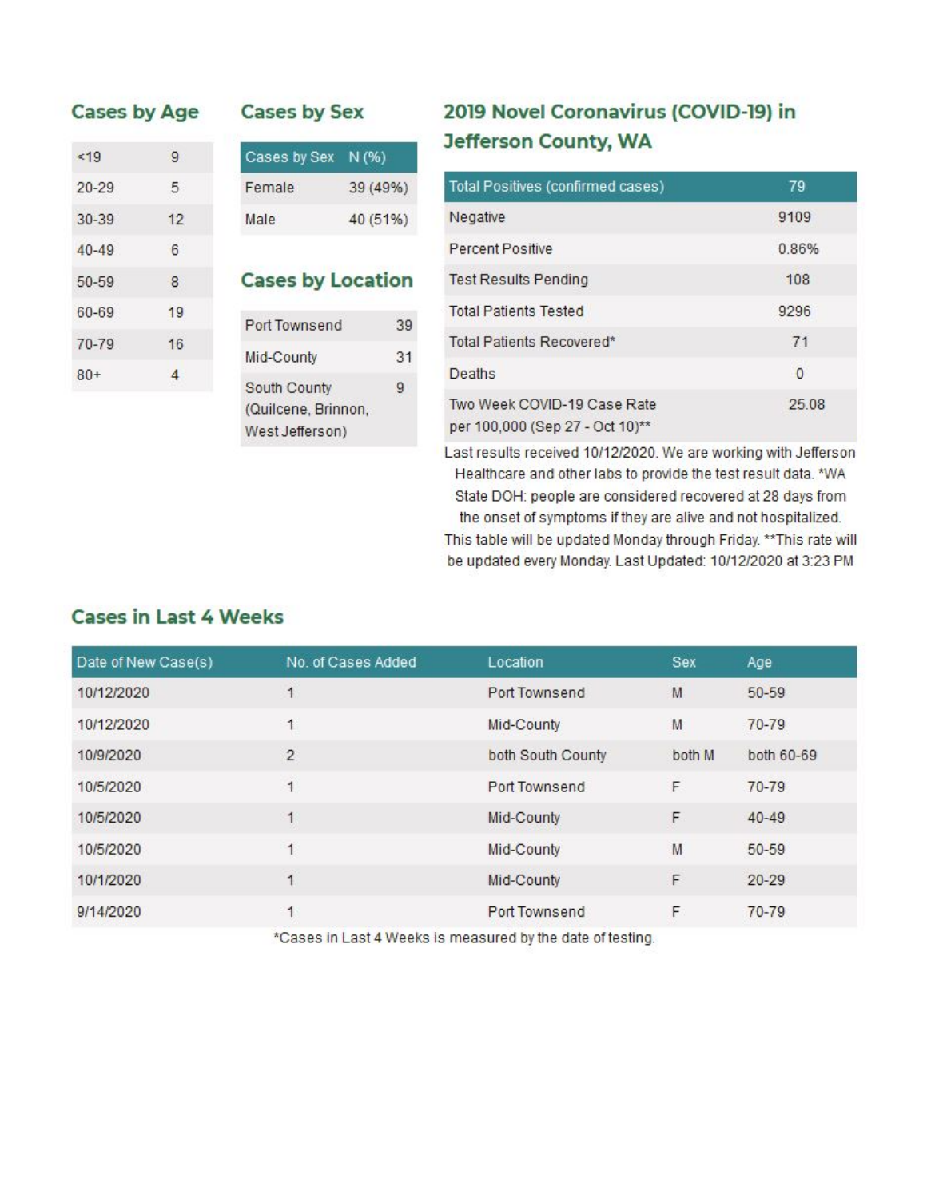## Cases by Age

| | |
|---|---|
| <19 | 9 |
| 20-29 | 5 |
| 30-39 | 12 |
| 40-49 | 6 |
| 50-59 | 8 |
| 60-69 | 19 |
| 70-79 | 16 |
| 80+ | 4 |

## Cases by Sex

| Cases by Sex | N (%) |
|---|---|
| Female | 39 (49%) |
| Male | 40 (51%) |

## Cases by Location

| | |
|---|---|
| Port Townsend | 39 |
| Mid-County | 31 |
| South County (Quilcene, Brinnon, West Jefferson) | 9 |

## 2019 Novel Coronavirus (COVID-19) in Jefferson County, WA

| Total Positives (confirmed cases) | 79 |
|---|---|
| Negative | 9109 |
| Percent Positive | 0.86% |
| Test Results Pending | 108 |
| Total Patients Tested | 9296 |
| Total Patients Recovered* | 71 |
| Deaths | 0 |
| Two Week COVID-19 Case Rate per 100,000 (Sep 27 - Oct 10)** | 25.08 |

Last results received 10/12/2020. We are working with Jefferson Healthcare and other labs to provide the test result data. *WA State DOH: people are considered recovered at 28 days from the onset of symptoms if they are alive and not hospitalized. This table will be updated Monday through Friday. **This rate will be updated every Monday. Last Updated: 10/12/2020 at 3:23 PM

## Cases in Last 4 Weeks

| Date of New Case(s) | No. of Cases Added | Location | Sex | Age |
|---|---|---|---|---|
| 10/12/2020 | 1 | Port Townsend | M | 50-59 |
| 10/12/2020 | 1 | Mid-County | M | 70-79 |
| 10/9/2020 | 2 | both South County | both M | both 60-69 |
| 10/5/2020 | 1 | Port Townsend | F | 70-79 |
| 10/5/2020 | 1 | Mid-County | F | 40-49 |
| 10/5/2020 | 1 | Mid-County | M | 50-59 |
| 10/1/2020 | 1 | Mid-County | F | 20-29 |
| 9/14/2020 | 1 | Port Townsend | F | 70-79 |

*Cases in Last 4 Weeks is measured by the date of testing.